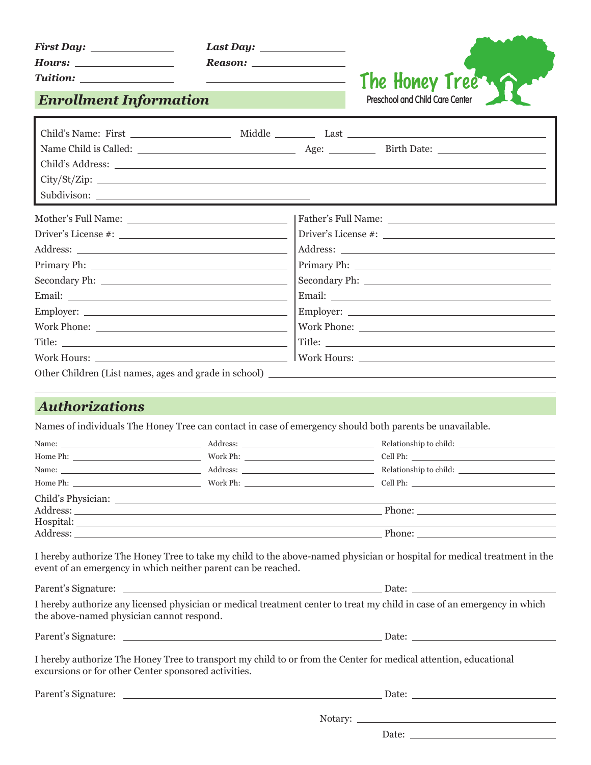***First Day:*** ______________ ***Last Day:*** ______________

***Hours:*** ______________ ***Reason:*** ______________

***Tuition:*** ______________ ______________

**The Honey Tree**

Preschool and Child Care Center

## *Enrollment Information*

Child's Name: First ______________ Middle ________ Last ______________

Name Child is Called: ______________ Age: ________ Birth Date: ______________

Child's Address: ______________

City/St/Zip: ______________

Subdivison: ______________

| | |
|---|---|
| Mother's Full Name: | Father's Full Name: |
| Driver's License #: | Driver's License #: |
| Address: | Address: |
| Primary Ph: | Primary Ph: |
| Secondary Ph: | Secondary Ph: |
| Email: | Email: |
| Employer: | Employer: |
| Work Phone: | Work Phone: |
| Title: | Title: |
| Work Hours: | Work Hours: |

Other Children (List names, ages and grade in school) ______________

## *Authorizations*

Names of individuals The Honey Tree can contact in case of emergency should both parents be unavailable.

| | | |
|---|---|---|
| Name: | Address: | Relationship to child: |
| Home Ph: | Work Ph: | Cell Ph: |
| Name: | Address: | Relationship to child: |
| Home Ph: | Work Ph: | Cell Ph: |

Child's Physician: ______________

Address: ______________ Phone: ______________

Hospital: ______________

Address: ______________ Phone: ______________

I hereby authorize The Honey Tree to take my child to the above-named physician or hospital for medical treatment in the event of an emergency in which neither parent can be reached.

Parent's Signature: ______________ Date: ______________

I hereby authorize any licensed physician or medical treatment center to treat my child in case of an emergency in which the above-named physician cannot respond.

Parent's Signature: ______________ Date: ______________

I hereby authorize The Honey Tree to transport my child to or from the Center for medical attention, educational excursions or for other Center sponsored activities.

Parent's Signature: ______________ Date: ______________

Notary: ______________

Date: ______________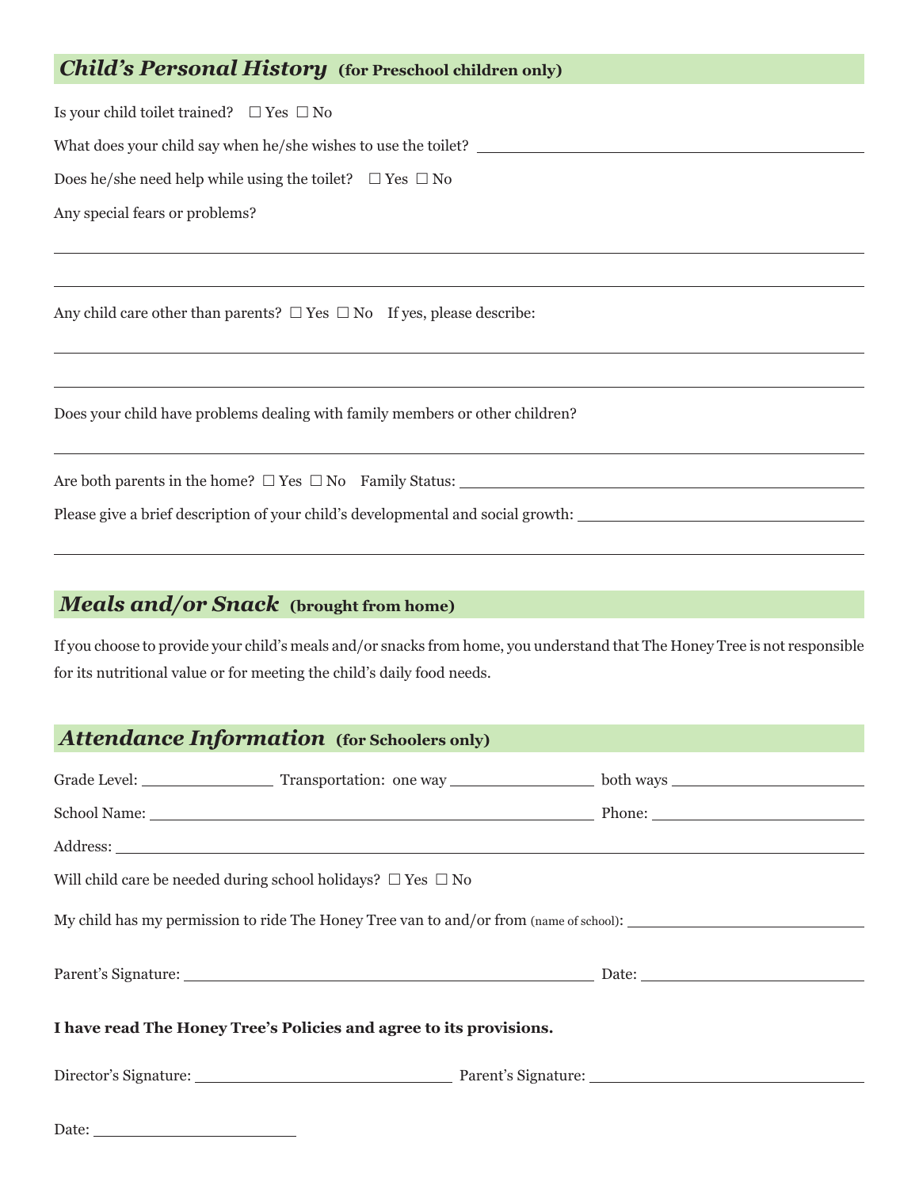## *Child's Personal History* (for Preschool children only)

Is your child toilet trained? ☐ Yes ☐ No

What does your child say when he/she wishes to use the toilet? ____________________

Does he/she need help while using the toilet? ☐ Yes ☐ No

Any special fears or problems?

____________________

____________________

Any child care other than parents? ☐ Yes ☐ No If yes, please describe:

____________________

____________________

Does your child have problems dealing with family members or other children?

____________________

Are both parents in the home? ☐ Yes ☐ No Family Status: ____________________

Please give a brief description of your child's developmental and social growth: ____________________

____________________

## *Meals and/or Snack* (brought from home)

If you choose to provide your child's meals and/or snacks from home, you understand that The Honey Tree is not responsible for its nutritional value or for meeting the child's daily food needs.

## *Attendance Information* (for Schoolers only)

Grade Level: ____________ Transportation: one way ____________ both ways ____________

School Name: ____________________ Phone: ____________

Address: ____________________

Will child care be needed during school holidays? ☐ Yes ☐ No

My child has my permission to ride The Honey Tree van to and/or from (name of school): ____________

Parent's Signature: ____________________ Date: ____________

**I have read The Honey Tree's Policies and agree to its provisions.**

Director's Signature: ____________________ Parent's Signature: ____________________

Date: ____________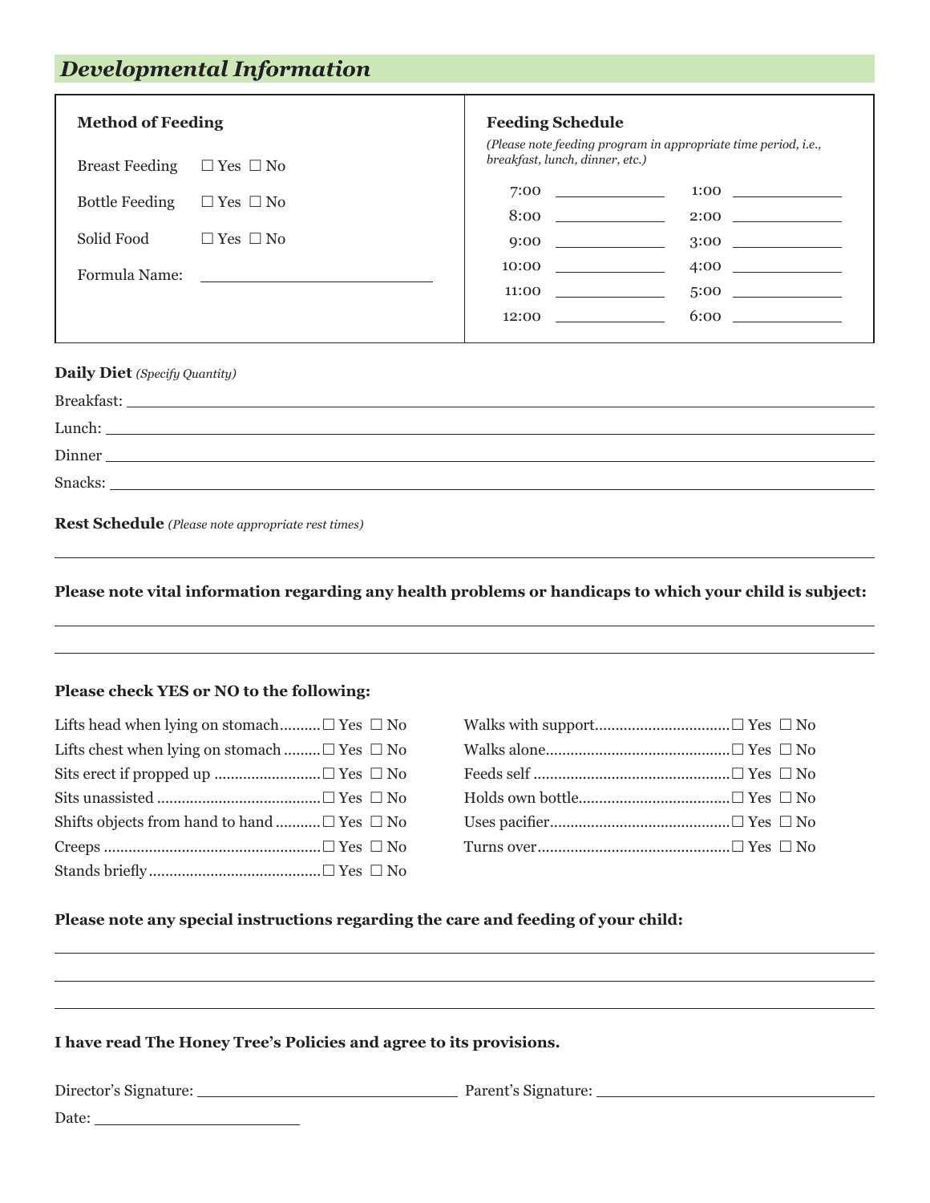## *Developmental Information*

**Method of Feeding**

Breast Feeding ☐ Yes ☐ No

Bottle Feeding ☐ Yes ☐ No

Solid Food ☐ Yes ☐ No

Formula Name: ____________________

**Feeding Schedule**

*(Please note feeding program in appropriate time period, i.e., breakfast, lunch, dinner, etc.)*

| | | | |
|---|---|---|---|
| 7:00 | ____________ | 1:00 | ____________ |
| 8:00 | ____________ | 2:00 | ____________ |
| 9:00 | ____________ | 3:00 | ____________ |
| 10:00 | ____________ | 4:00 | ____________ |
| 11:00 | ____________ | 5:00 | ____________ |
| 12:00 | ____________ | 6:00 | ____________ |

**Daily Diet** *(Specify Quantity)*

Breakfast: ____________________

Lunch: ____________________

Dinner ____________________

Snacks: ____________________

**Rest Schedule** *(Please note appropriate rest times)*

____________________

**Please note vital information regarding any health problems or handicaps to which your child is subject:**

____________________

____________________

**Please check YES or NO to the following:**

Lifts head when lying on stomach.......... ☐ Yes ☐ No

Lifts chest when lying on stomach ......... ☐ Yes ☐ No

Sits erect if propped up .......................... ☐ Yes ☐ No

Sits unassisted ....................................... ☐ Yes ☐ No

Shifts objects from hand to hand ........... ☐ Yes ☐ No

Creeps .................................................... ☐ Yes ☐ No

Stands briefly ......................................... ☐ Yes ☐ No

Walks with support................................ ☐ Yes ☐ No

Walks alone............................................ ☐ Yes ☐ No

Feeds self ............................................... ☐ Yes ☐ No

Holds own bottle.................................... ☐ Yes ☐ No

Uses pacifier........................................... ☐ Yes ☐ No

Turns over.............................................. ☐ Yes ☐ No

**Please note any special instructions regarding the care and feeding of your child:**

____________________

____________________

____________________

**I have read The Honey Tree's Policies and agree to its provisions.**

Director's Signature: ____________________ Parent's Signature: ____________________

Date: ____________________